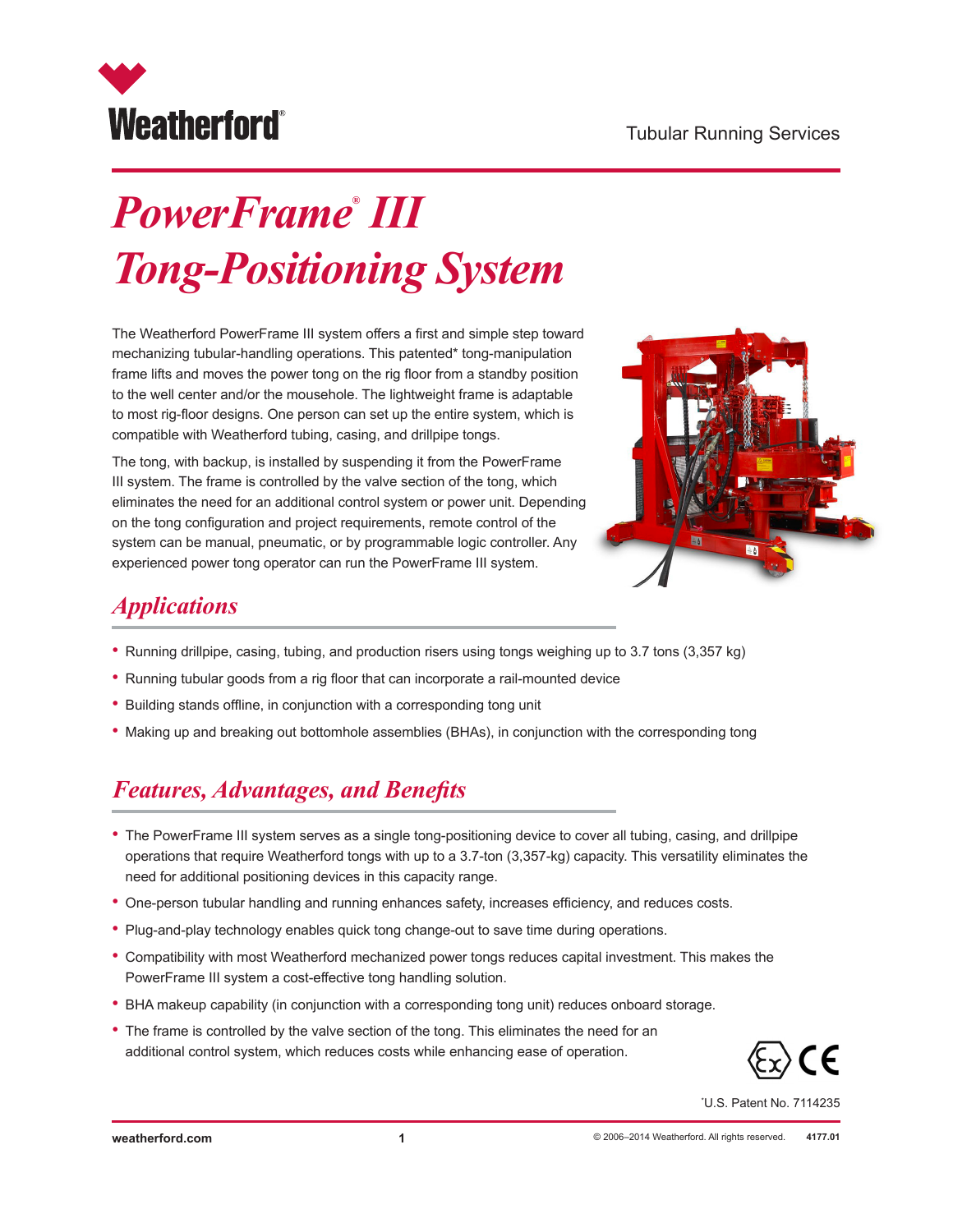Weatherford®

Tubular Running Services

# *PowerFrame® III Tong-Positioning System*

The Weatherford PowerFrame III system offers a first and simple step toward mechanizing tubular-handling operations. This patented* tong-manipulation frame lifts and moves the power tong on the rig floor from a standby position to the well center and/or the mousehole. The lightweight frame is adaptable to most rig-floor designs. One person can set up the entire system, which is compatible with Weatherford tubing, casing, and drillpipe tongs.

The tong, with backup, is installed by suspending it from the PowerFrame III system. The frame is controlled by the valve section of the tong, which eliminates the need for an additional control system or power unit. Depending on the tong configuration and project requirements, remote control of the system can be manual, pneumatic, or by programmable logic controller. Any experienced power tong operator can run the PowerFrame III system.

## *Applications*

- Running drillpipe, casing, tubing, and production risers using tongs weighing up to 3.7 tons (3,357 kg)
- Running tubular goods from a rig floor that can incorporate a rail-mounted device
- Building stands offline, in conjunction with a corresponding tong unit
- Making up and breaking out bottomhole assemblies (BHAs), in conjunction with the corresponding tong

## *Features, Advantages, and Benefits*

- The PowerFrame III system serves as a single tong-positioning device to cover all tubing, casing, and drillpipe operations that require Weatherford tongs with up to a 3.7-ton (3,357-kg) capacity. This versatility eliminates the need for additional positioning devices in this capacity range.
- One-person tubular handling and running enhances safety, increases efficiency, and reduces costs.
- Plug-and-play technology enables quick tong change-out to save time during operations.
- Compatibility with most Weatherford mechanized power tongs reduces capital investment. This makes the PowerFrame III system a cost-effective tong handling solution.
- BHA makeup capability (in conjunction with a corresponding tong unit) reduces onboard storage.
- The frame is controlled by the valve section of the tong. This eliminates the need for an additional control system, which reduces costs while enhancing ease of operation.

*U.S. Patent No. 7114235

weatherford.com

© 2006–2014 Weatherford. All rights reserved. 4177.01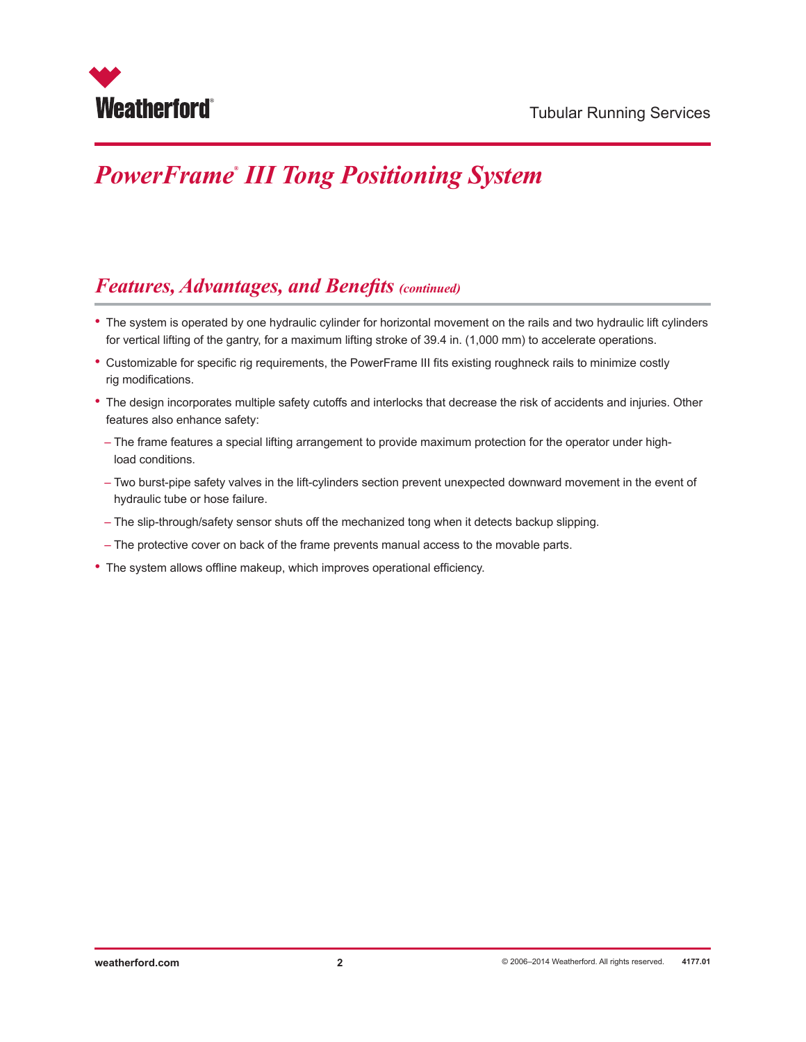# *PowerFrame® III Tong Positioning System*

## *Features, Advantages, and Benefits (continued)*

- The system is operated by one hydraulic cylinder for horizontal movement on the rails and two hydraulic lift cylinders for vertical lifting of the gantry, for a maximum lifting stroke of 39.4 in. (1,000 mm) to accelerate operations.
- Customizable for specific rig requirements, the PowerFrame III fits existing roughneck rails to minimize costly rig modifications.
- The design incorporates multiple safety cutoffs and interlocks that decrease the risk of accidents and injuries. Other features also enhance safety:
  - The frame features a special lifting arrangement to provide maximum protection for the operator under high-load conditions.
  - Two burst-pipe safety valves in the lift-cylinders section prevent unexpected downward movement in the event of hydraulic tube or hose failure.
  - The slip-through/safety sensor shuts off the mechanized tong when it detects backup slipping.
  - The protective cover on back of the frame prevents manual access to the movable parts.
- The system allows offline makeup, which improves operational efficiency.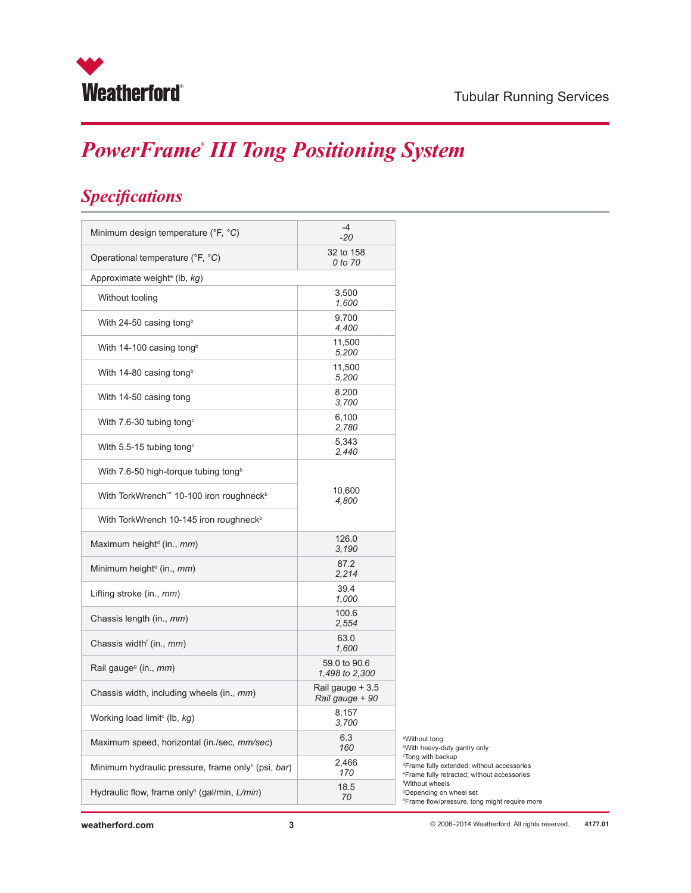Tubular Running Services

# PowerFrame® III Tong Positioning System

## Specifications

| Specification | Value |
|---|---|
| Minimum design temperature (°F, *°C*) | -4<br>*-20* |
| Operational temperature (°F, *°C*) | 32 to 158<br>*0 to 70* |
| Approximate weight[a] (lb, *kg*) | |
| Without tooling | 3,500<br>*1,600* |
| With 24-50 casing tong[b] | 9,700<br>*4,400* |
| With 14-100 casing tong[b] | 11,500<br>*5,200* |
| With 14-80 casing tong[b] | 11,500<br>*5,200* |
| With 14-50 casing tong | 8,200<br>*3,700* |
| With 7.6-30 tubing tong[c] | 6,100<br>*2,780* |
| With 5.5-15 tubing tong[c] | 5,343<br>*2,440* |
| With 7.6-50 high-torque tubing tong[b] | 10,600<br>*4,800* |
| With TorkWrench™ 10-100 iron roughneck[b] | 10,600<br>*4,800* |
| With TorkWrench 10-145 iron roughneck[b] | 10,600<br>*4,800* |
| Maximum height[d] (in., *mm*) | 126.0<br>*3,190* |
| Minimum height[e] (in., *mm*) | 87.2<br>*2,214* |
| Lifting stroke (in., *mm*) | 39.4<br>*1,000* |
| Chassis length (in., *mm*) | 100.6<br>*2,554* |
| Chassis width[f] (in., *mm*) | 63.0<br>*1,600* |
| Rail gauge[g] (in., *mm*) | 59.0 to 90.6<br>*1,498 to 2,300* |
| Chassis width, including wheels (in., *mm*) | Rail gauge + 3.5<br>*Rail gauge + 90* |
| Working load limit[c] (lb, *kg*) | 8,157<br>*3,700* |
| Maximum speed, horizontal (in./sec, *mm/sec*) | 6.3<br>*160* |
| Minimum hydraulic pressure, frame only[h] (psi, *bar*) | 2,466<br>*170* |
| Hydraulic flow, frame only[h] (gal/min, *L/min*) | 18.5<br>*70* |

[a]Without tong
[b]With heavy-duty gantry only
[c]Tong with backup
[d]Frame fully extended; without accessories
[e]Frame fully retracted; without accessories
[f]Without wheels
[g]Depending on wheel set
[h]Frame flow/pressure, tong might require more

weatherford.com © 2006–2014 Weatherford. All rights reserved. 4177.01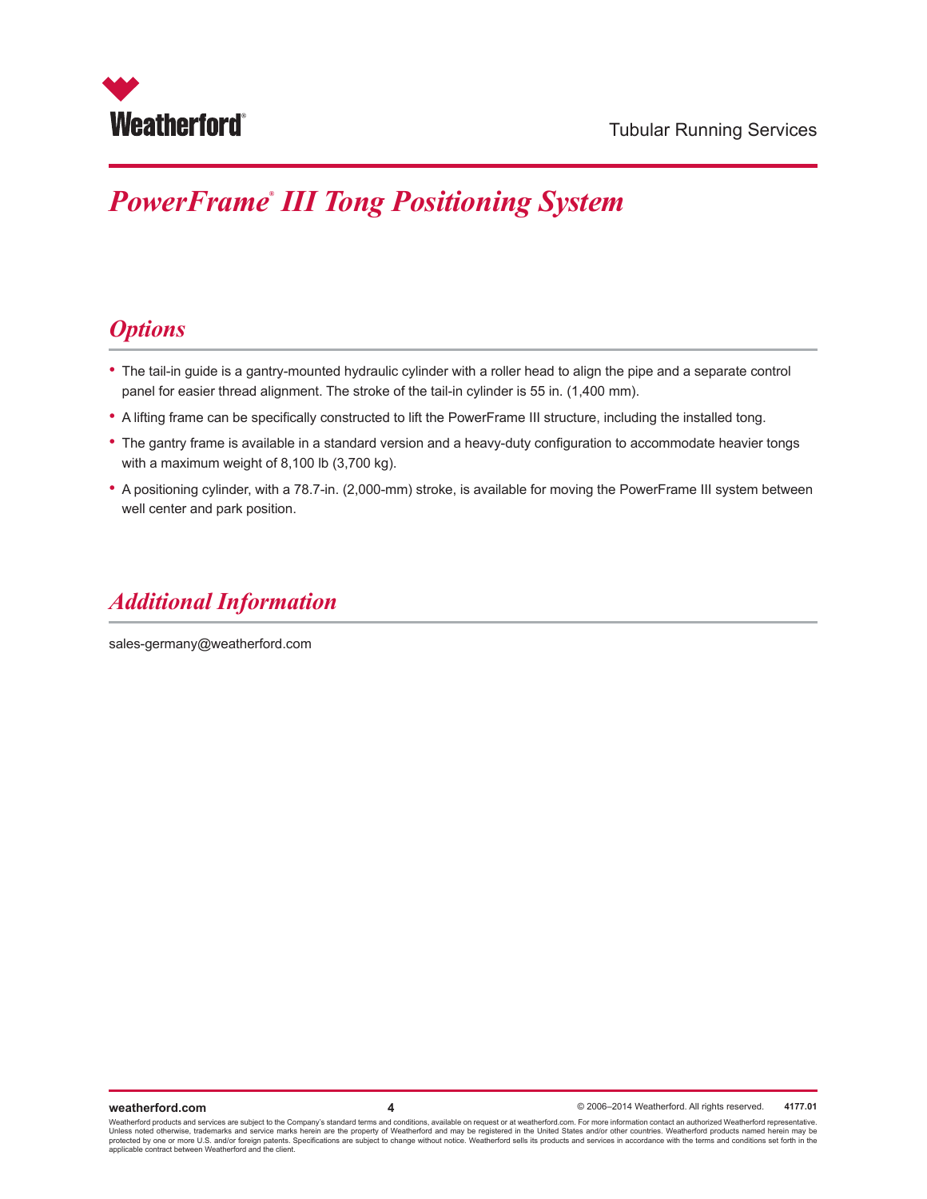# *PowerFrame® III Tong Positioning System*

## *Options*

- The tail-in guide is a gantry-mounted hydraulic cylinder with a roller head to align the pipe and a separate control panel for easier thread alignment. The stroke of the tail-in cylinder is 55 in. (1,400 mm).
- A lifting frame can be specifically constructed to lift the PowerFrame III structure, including the installed tong.
- The gantry frame is available in a standard version and a heavy-duty configuration to accommodate heavier tongs with a maximum weight of 8,100 lb (3,700 kg).
- A positioning cylinder, with a 78.7-in. (2,000-mm) stroke, is available for moving the PowerFrame III system between well center and park position.

## *Additional Information*

sales-germany@weatherford.com

Weatherford products and services are subject to the Company's standard terms and conditions, available on request or at weatherford.com. For more information contact an authorized Weatherford representative. Unless noted otherwise, trademarks and service marks herein are the property of Weatherford and may be registered in the United States and/or other countries. Weatherford products named herein may be protected by one or more U.S. and/or foreign patents. Specifications are subject to change without notice. Weatherford sells its products and services in accordance with the terms and conditions set forth in the applicable contract between Weatherford and the client.

© 2006–2014 Weatherford. All rights reserved. 4177.01